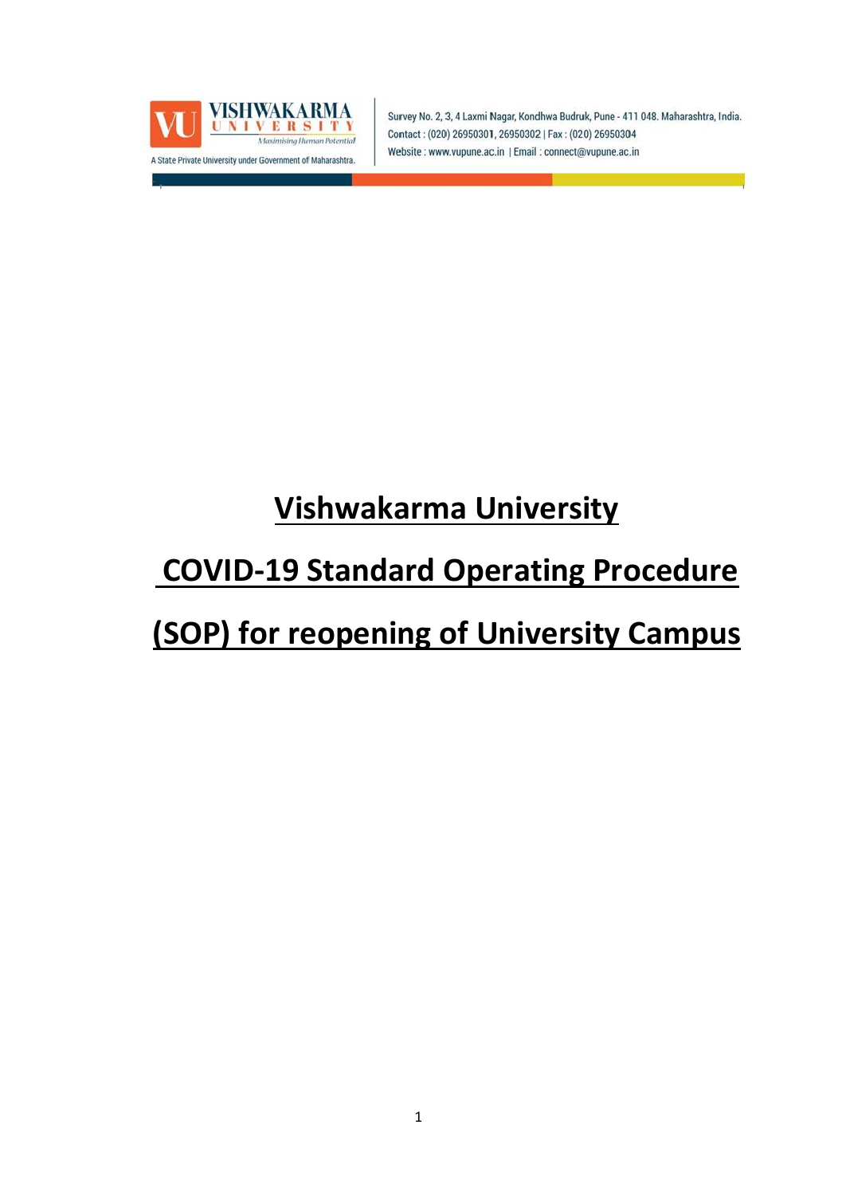VISHWAKARMA UNIVERSITY

*Maximising Human Potential*

A State Private University under Government of Maharashtra.

Survey No. 2, 3, 4 Laxmi Nagar, Kondhwa Budruk, Pune - 411 048. Maharashtra, India.
Contact : (020) 26950301, 26950302 | Fax : (020) 26950304
Website : www.vupune.ac.in | Email : connect@vupune.ac.in

# Vishwakarma University

# COVID-19 Standard Operating Procedure (SOP) for reopening of University Campus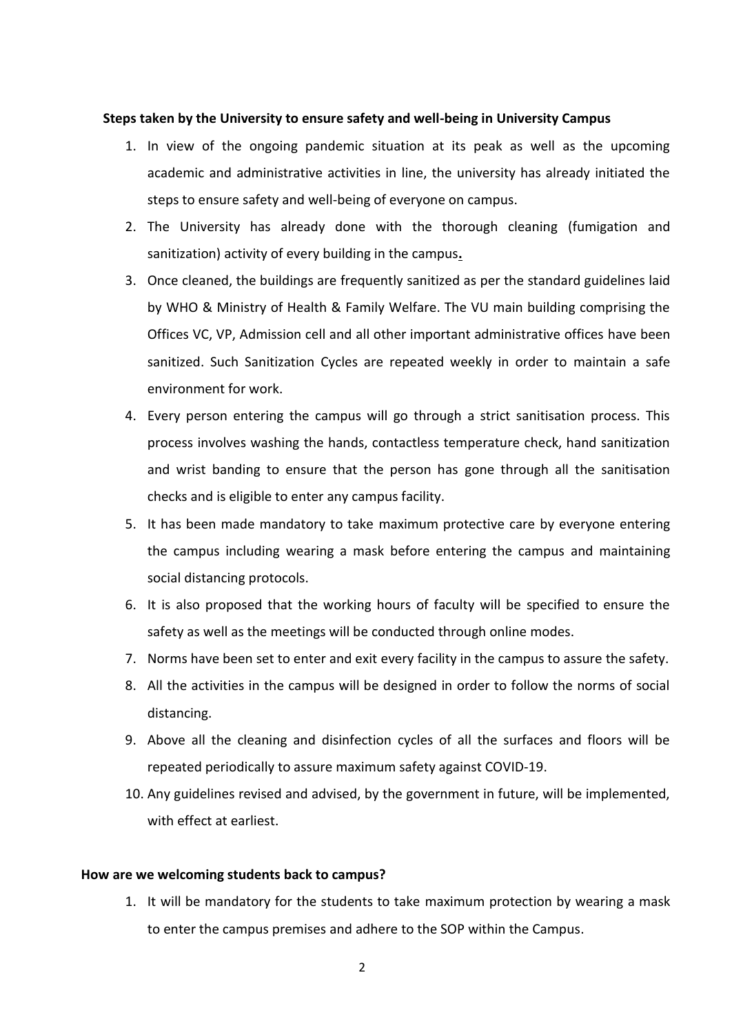**Steps taken by the University to ensure safety and well-being in University Campus**

1. In view of the ongoing pandemic situation at its peak as well as the upcoming academic and administrative activities in line, the university has already initiated the steps to ensure safety and well-being of everyone on campus.
2. The University has already done with the thorough cleaning (fumigation and sanitization) activity of every building in the campus**.**
3. Once cleaned, the buildings are frequently sanitized as per the standard guidelines laid by WHO & Ministry of Health & Family Welfare. The VU main building comprising the Offices VC, VP, Admission cell and all other important administrative offices have been sanitized. Such Sanitization Cycles are repeated weekly in order to maintain a safe environment for work.
4. Every person entering the campus will go through a strict sanitisation process. This process involves washing the hands, contactless temperature check, hand sanitization and wrist banding to ensure that the person has gone through all the sanitisation checks and is eligible to enter any campus facility.
5. It has been made mandatory to take maximum protective care by everyone entering the campus including wearing a mask before entering the campus and maintaining social distancing protocols.
6. It is also proposed that the working hours of faculty will be specified to ensure the safety as well as the meetings will be conducted through online modes.
7. Norms have been set to enter and exit every facility in the campus to assure the safety.
8. All the activities in the campus will be designed in order to follow the norms of social distancing.
9. Above all the cleaning and disinfection cycles of all the surfaces and floors will be repeated periodically to assure maximum safety against COVID-19.
10. Any guidelines revised and advised, by the government in future, will be implemented, with effect at earliest.

**How are we welcoming students back to campus?**

1. It will be mandatory for the students to take maximum protection by wearing a mask to enter the campus premises and adhere to the SOP within the Campus.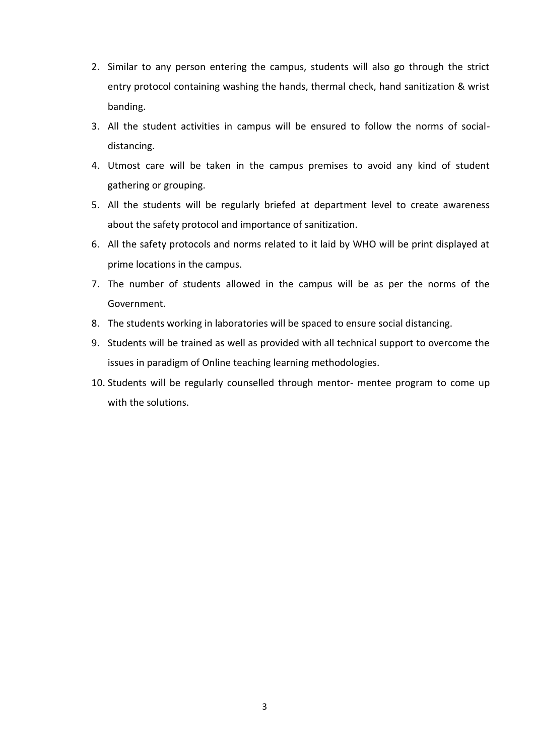2. Similar to any person entering the campus, students will also go through the strict entry protocol containing washing the hands, thermal check, hand sanitization & wrist banding.
3. All the student activities in campus will be ensured to follow the norms of social-distancing.
4. Utmost care will be taken in the campus premises to avoid any kind of student gathering or grouping.
5. All the students will be regularly briefed at department level to create awareness about the safety protocol and importance of sanitization.
6. All the safety protocols and norms related to it laid by WHO will be print displayed at prime locations in the campus.
7. The number of students allowed in the campus will be as per the norms of the Government.
8. The students working in laboratories will be spaced to ensure social distancing.
9. Students will be trained as well as provided with all technical support to overcome the issues in paradigm of Online teaching learning methodologies.
10. Students will be regularly counselled through mentor- mentee program to come up with the solutions.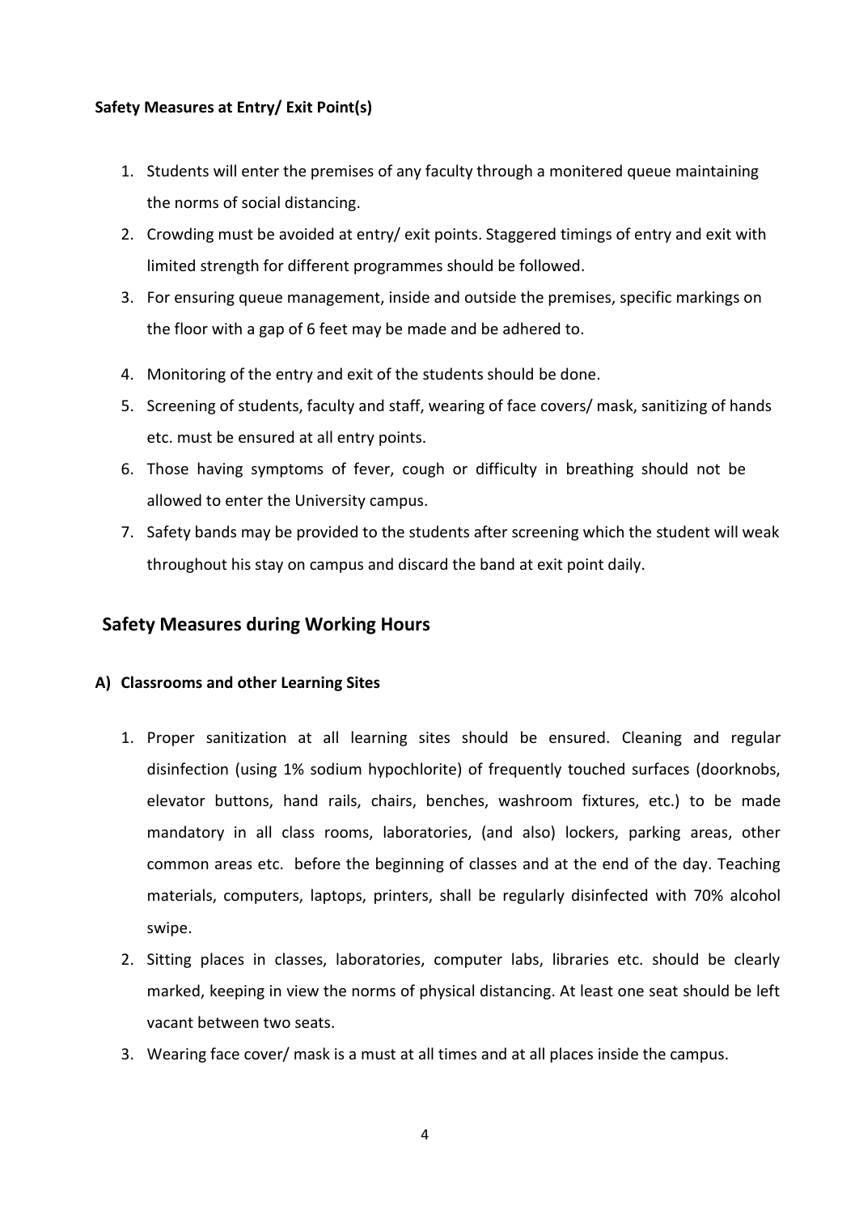**Safety Measures at Entry/ Exit Point(s)**

1. Students will enter the premises of any faculty through a monitered queue maintaining the norms of social distancing.
2. Crowding must be avoided at entry/ exit points. Staggered timings of entry and exit with limited strength for different programmes should be followed.
3. For ensuring queue management, inside and outside the premises, specific markings on the floor with a gap of 6 feet may be made and be adhered to.
4. Monitoring of the entry and exit of the students should be done.
5. Screening of students, faculty and staff, wearing of face covers/ mask, sanitizing of hands etc. must be ensured at all entry points.
6. Those having symptoms of fever, cough or difficulty in breathing should not be allowed to enter the University campus.
7. Safety bands may be provided to the students after screening which the student will weak throughout his stay on campus and discard the band at exit point daily.

## Safety Measures during Working Hours

### A) Classrooms and other Learning Sites

1. Proper sanitization at all learning sites should be ensured. Cleaning and regular disinfection (using 1% sodium hypochlorite) of frequently touched surfaces (doorknobs, elevator buttons, hand rails, chairs, benches, washroom fixtures, etc.) to be made mandatory in all class rooms, laboratories, (and also) lockers, parking areas, other common areas etc. before the beginning of classes and at the end of the day. Teaching materials, computers, laptops, printers, shall be regularly disinfected with 70% alcohol swipe.
2. Sitting places in classes, laboratories, computer labs, libraries etc. should be clearly marked, keeping in view the norms of physical distancing. At least one seat should be left vacant between two seats.
3. Wearing face cover/ mask is a must at all times and at all places inside the campus.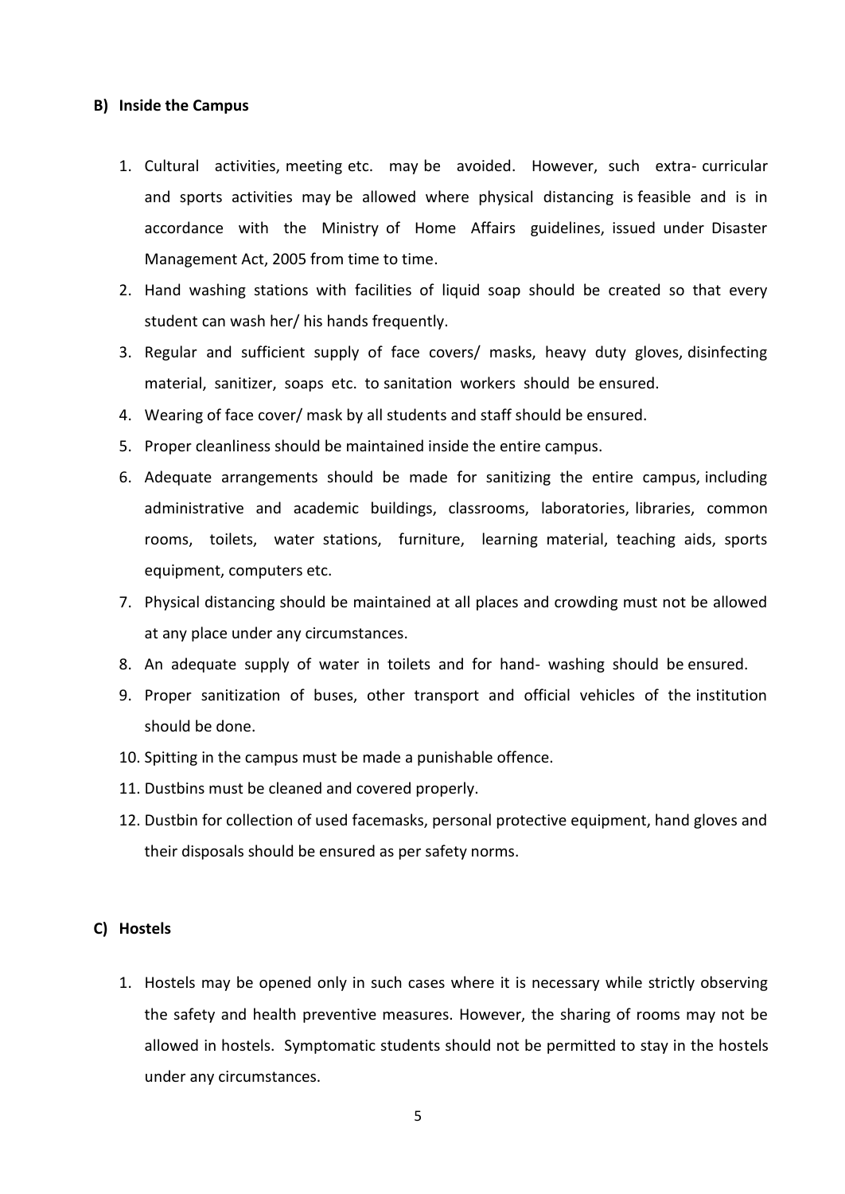**B) Inside the Campus**

1. Cultural activities, meeting etc. may be avoided. However, such extra- curricular and sports activities may be allowed where physical distancing is feasible and is in accordance with the Ministry of Home Affairs guidelines, issued under Disaster Management Act, 2005 from time to time.
2. Hand washing stations with facilities of liquid soap should be created so that every student can wash her/ his hands frequently.
3. Regular and sufficient supply of face covers/ masks, heavy duty gloves, disinfecting material, sanitizer, soaps etc. to sanitation workers should be ensured.
4. Wearing of face cover/ mask by all students and staff should be ensured.
5. Proper cleanliness should be maintained inside the entire campus.
6. Adequate arrangements should be made for sanitizing the entire campus, including administrative and academic buildings, classrooms, laboratories, libraries, common rooms, toilets, water stations, furniture, learning material, teaching aids, sports equipment, computers etc.
7. Physical distancing should be maintained at all places and crowding must not be allowed at any place under any circumstances.
8. An adequate supply of water in toilets and for hand- washing should be ensured.
9. Proper sanitization of buses, other transport and official vehicles of the institution should be done.
10. Spitting in the campus must be made a punishable offence.
11. Dustbins must be cleaned and covered properly.
12. Dustbin for collection of used facemasks, personal protective equipment, hand gloves and their disposals should be ensured as per safety norms.

**C) Hostels**

1. Hostels may be opened only in such cases where it is necessary while strictly observing the safety and health preventive measures. However, the sharing of rooms may not be allowed in hostels. Symptomatic students should not be permitted to stay in the hostels under any circumstances.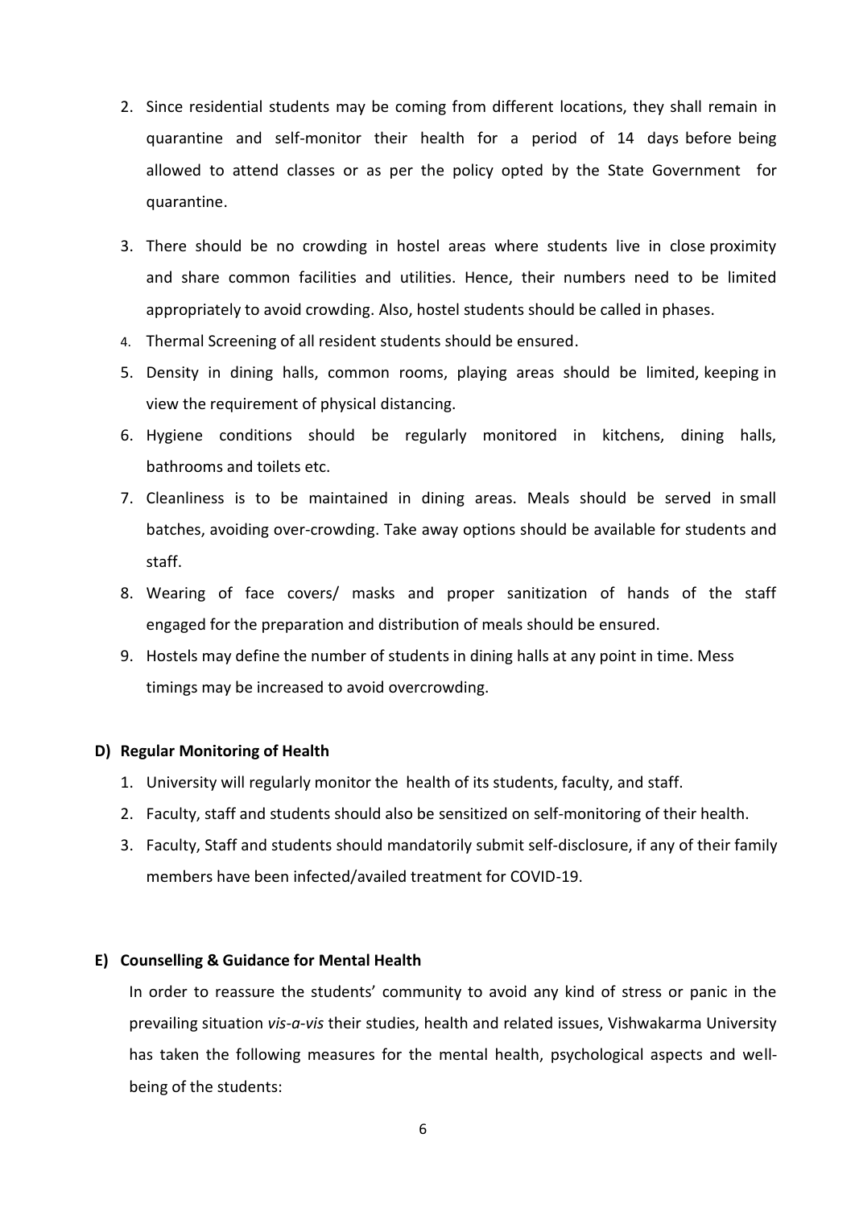2. Since residential students may be coming from different locations, they shall remain in quarantine and self-monitor their health for a period of 14 days before being allowed to attend classes or as per the policy opted by the State Government for quarantine.
3. There should be no crowding in hostel areas where students live in close proximity and share common facilities and utilities. Hence, their numbers need to be limited appropriately to avoid crowding. Also, hostel students should be called in phases.
4. Thermal Screening of all resident students should be ensured.
5. Density in dining halls, common rooms, playing areas should be limited, keeping in view the requirement of physical distancing.
6. Hygiene conditions should be regularly monitored in kitchens, dining halls, bathrooms and toilets etc.
7. Cleanliness is to be maintained in dining areas. Meals should be served in small batches, avoiding over-crowding. Take away options should be available for students and staff.
8. Wearing of face covers/ masks and proper sanitization of hands of the staff engaged for the preparation and distribution of meals should be ensured.
9. Hostels may define the number of students in dining halls at any point in time. Mess timings may be increased to avoid overcrowding.

**D) Regular Monitoring of Health**

1. University will regularly monitor the health of its students, faculty, and staff.
2. Faculty, staff and students should also be sensitized on self-monitoring of their health.
3. Faculty, Staff and students should mandatorily submit self-disclosure, if any of their family members have been infected/availed treatment for COVID-19.

**E) Counselling & Guidance for Mental Health**

In order to reassure the students' community to avoid any kind of stress or panic in the prevailing situation *vis-a-vis* their studies, health and related issues, Vishwakarma University has taken the following measures for the mental health, psychological aspects and well-being of the students: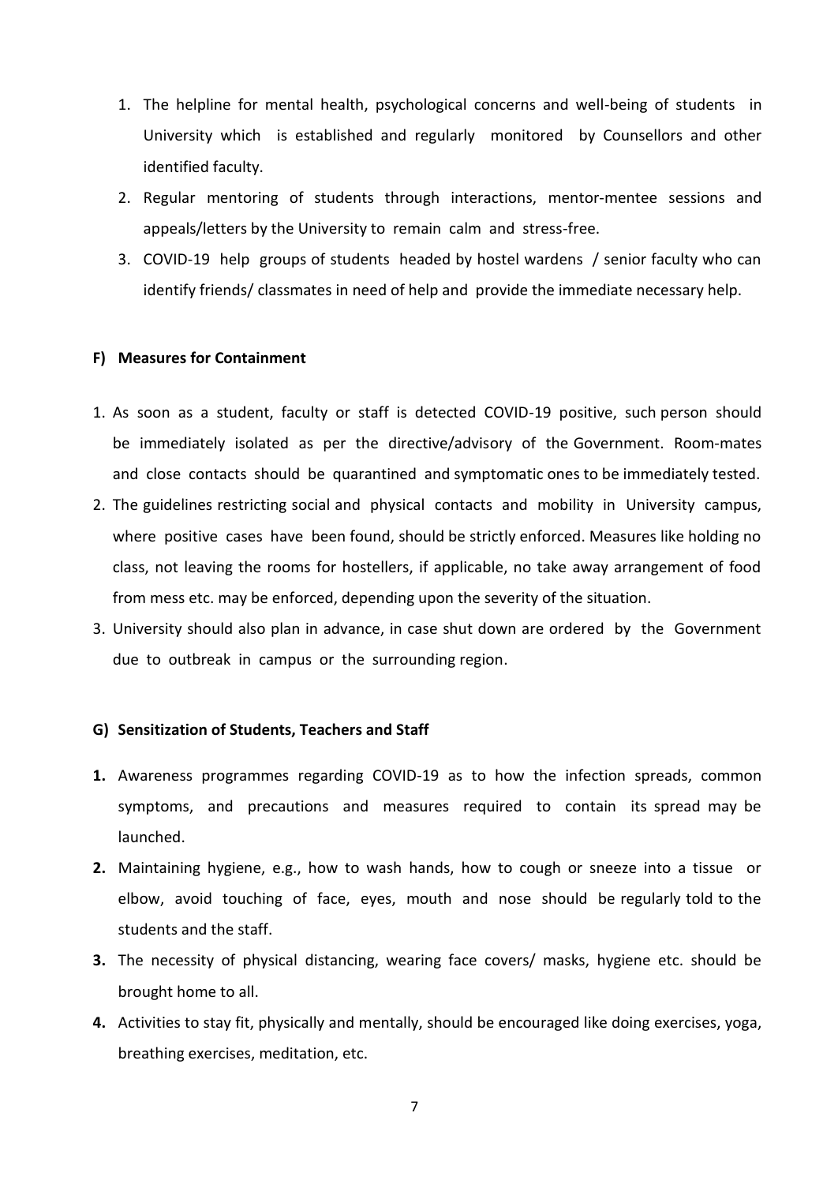1. The helpline for mental health, psychological concerns and well-being of students in University which is established and regularly monitored by Counsellors and other identified faculty.
2. Regular mentoring of students through interactions, mentor-mentee sessions and appeals/letters by the University to remain calm and stress-free.
3. COVID-19 help groups of students headed by hostel wardens / senior faculty who can identify friends/ classmates in need of help and provide the immediate necessary help.

**F) Measures for Containment**

1. As soon as a student, faculty or staff is detected COVID-19 positive, such person should be immediately isolated as per the directive/advisory of the Government. Room-mates and close contacts should be quarantined and symptomatic ones to be immediately tested.
2. The guidelines restricting social and physical contacts and mobility in University campus, where positive cases have been found, should be strictly enforced. Measures like holding no class, not leaving the rooms for hostellers, if applicable, no take away arrangement of food from mess etc. may be enforced, depending upon the severity of the situation.
3. University should also plan in advance, in case shut down are ordered by the Government due to outbreak in campus or the surrounding region.

**G) Sensitization of Students, Teachers and Staff**

**1.** Awareness programmes regarding COVID-19 as to how the infection spreads, common symptoms, and precautions and measures required to contain its spread may be launched.

**2.** Maintaining hygiene, e.g., how to wash hands, how to cough or sneeze into a tissue or elbow, avoid touching of face, eyes, mouth and nose should be regularly told to the students and the staff.

**3.** The necessity of physical distancing, wearing face covers/ masks, hygiene etc. should be brought home to all.

**4.** Activities to stay fit, physically and mentally, should be encouraged like doing exercises, yoga, breathing exercises, meditation, etc.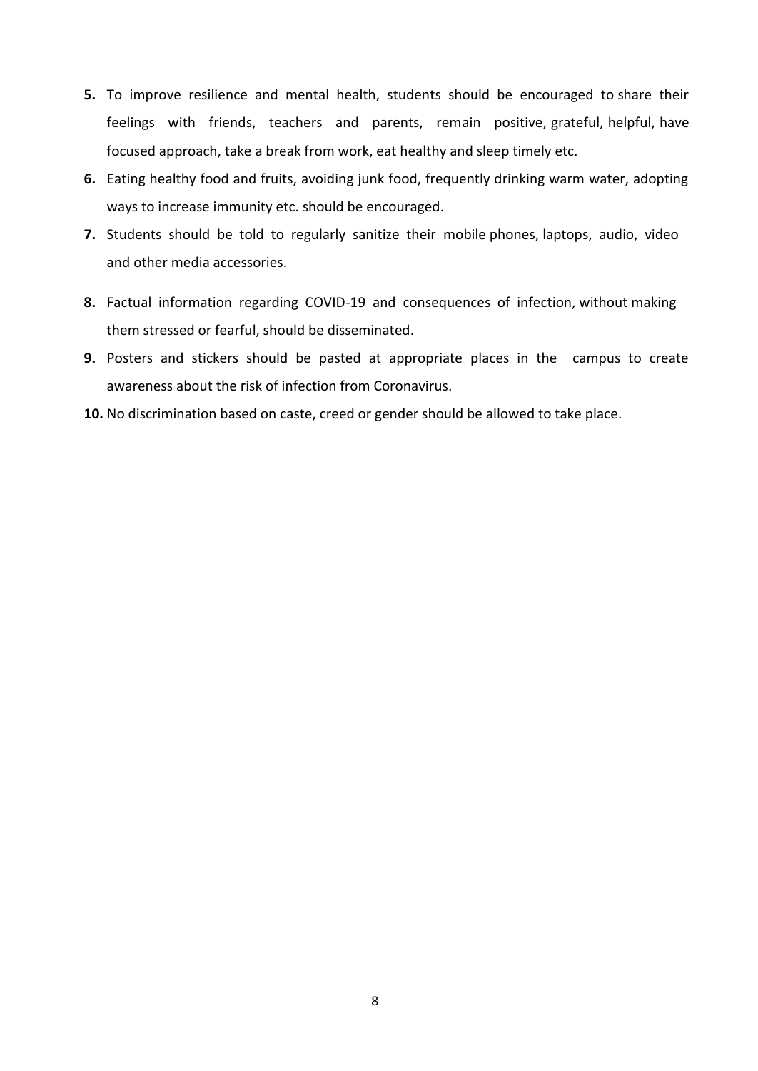5. To improve resilience and mental health, students should be encouraged to share their feelings with friends, teachers and parents, remain positive, grateful, helpful, have focused approach, take a break from work, eat healthy and sleep timely etc.
6. Eating healthy food and fruits, avoiding junk food, frequently drinking warm water, adopting ways to increase immunity etc. should be encouraged.
7. Students should be told to regularly sanitize their mobile phones, laptops, audio, video and other media accessories.
8. Factual information regarding COVID-19 and consequences of infection, without making them stressed or fearful, should be disseminated.
9. Posters and stickers should be pasted at appropriate places in the campus to create awareness about the risk of infection from Coronavirus.
10. No discrimination based on caste, creed or gender should be allowed to take place.